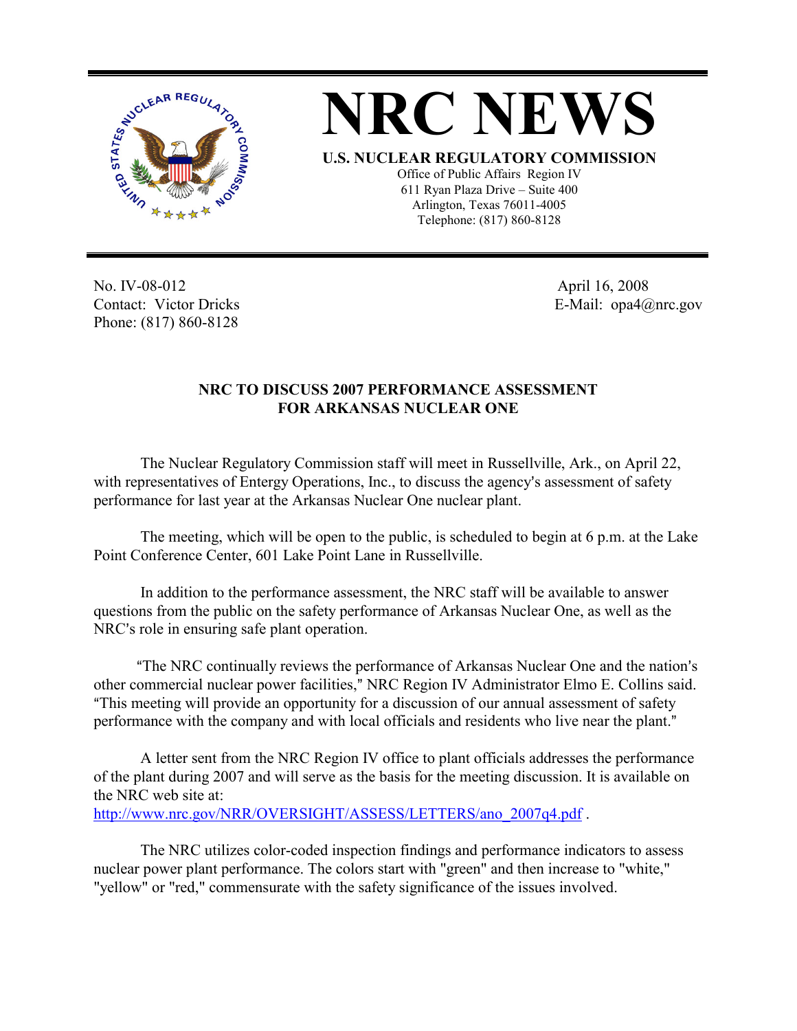# NRC NEWS

**U.S. NUCLEAR REGULATORY COMMISSION**

Office of Public Affairs Region IV
611 Ryan Plaza Drive – Suite 400
Arlington, Texas 76011-4005
Telephone: (817) 860-8128

No. IV-08-012
Contact: Victor Dricks
Phone: (817) 860-8128

April 16, 2008
E-Mail: opa4@nrc.gov

## NRC TO DISCUSS 2007 PERFORMANCE ASSESSMENT FOR ARKANSAS NUCLEAR ONE

The Nuclear Regulatory Commission staff will meet in Russellville, Ark., on April 22, with representatives of Entergy Operations, Inc., to discuss the agency's assessment of safety performance for last year at the Arkansas Nuclear One nuclear plant.

The meeting, which will be open to the public, is scheduled to begin at 6 p.m. at the Lake Point Conference Center, 601 Lake Point Lane in Russellville.

In addition to the performance assessment, the NRC staff will be available to answer questions from the public on the safety performance of Arkansas Nuclear One, as well as the NRC's role in ensuring safe plant operation.

"The NRC continually reviews the performance of Arkansas Nuclear One and the nation's other commercial nuclear power facilities," NRC Region IV Administrator Elmo E. Collins said. "This meeting will provide an opportunity for a discussion of our annual assessment of safety performance with the company and with local officials and residents who live near the plant."

A letter sent from the NRC Region IV office to plant officials addresses the performance of the plant during 2007 and will serve as the basis for the meeting discussion. It is available on the NRC web site at:
http://www.nrc.gov/NRR/OVERSIGHT/ASSESS/LETTERS/ano_2007q4.pdf .

The NRC utilizes color-coded inspection findings and performance indicators to assess nuclear power plant performance. The colors start with "green" and then increase to "white," "yellow" or "red," commensurate with the safety significance of the issues involved.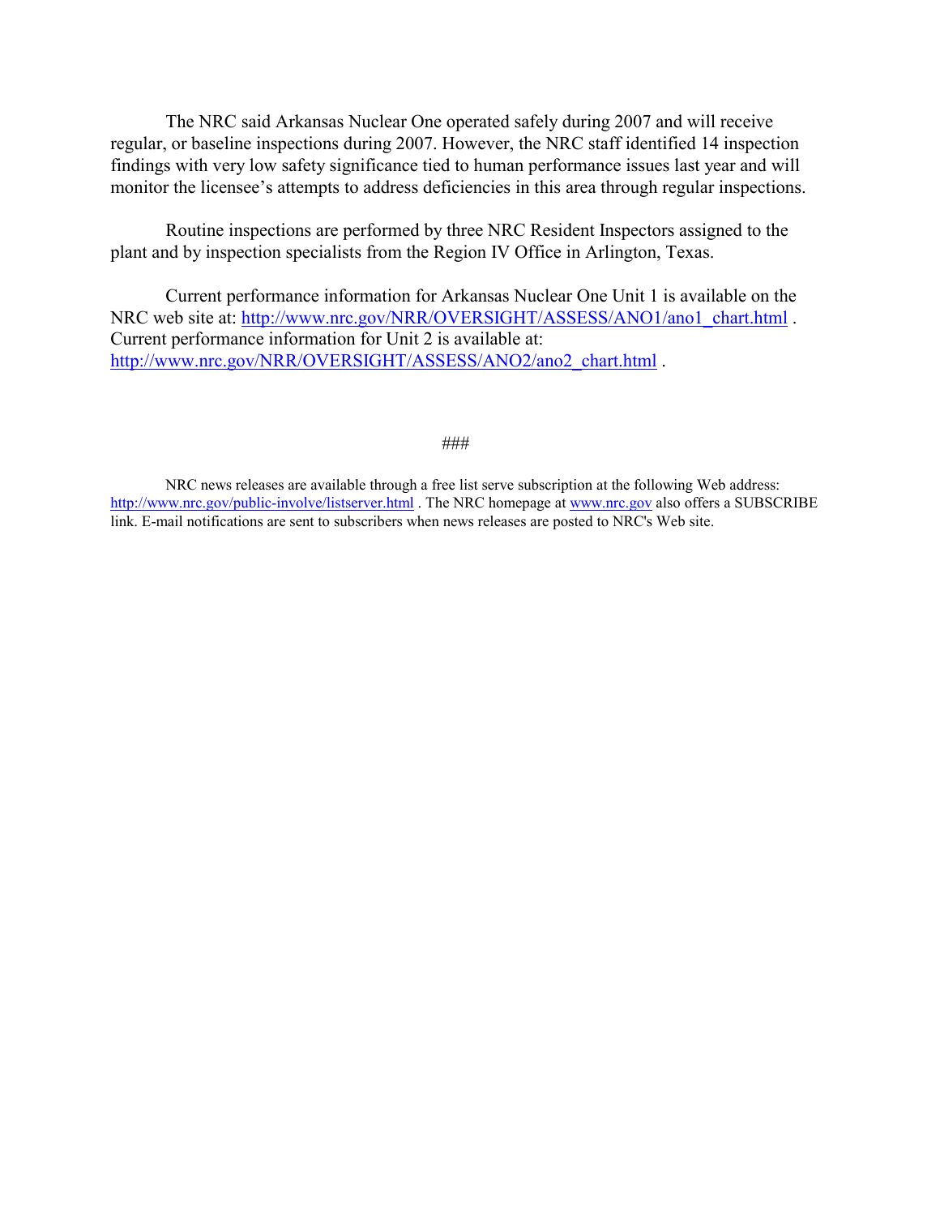The NRC said Arkansas Nuclear One operated safely during 2007 and will receive regular, or baseline inspections during 2007. However, the NRC staff identified 14 inspection findings with very low safety significance tied to human performance issues last year and will monitor the licensee's attempts to address deficiencies in this area through regular inspections.

Routine inspections are performed by three NRC Resident Inspectors assigned to the plant and by inspection specialists from the Region IV Office in Arlington, Texas.

Current performance information for Arkansas Nuclear One Unit 1 is available on the NRC web site at: http://www.nrc.gov/NRR/OVERSIGHT/ASSESS/ANO1/ano1_chart.html . Current performance information for Unit 2 is available at: http://www.nrc.gov/NRR/OVERSIGHT/ASSESS/ANO2/ano2_chart.html .

###

NRC news releases are available through a free list serve subscription at the following Web address: http://www.nrc.gov/public-involve/listserver.html . The NRC homepage at www.nrc.gov also offers a SUBSCRIBE link. E-mail notifications are sent to subscribers when news releases are posted to NRC's Web site.